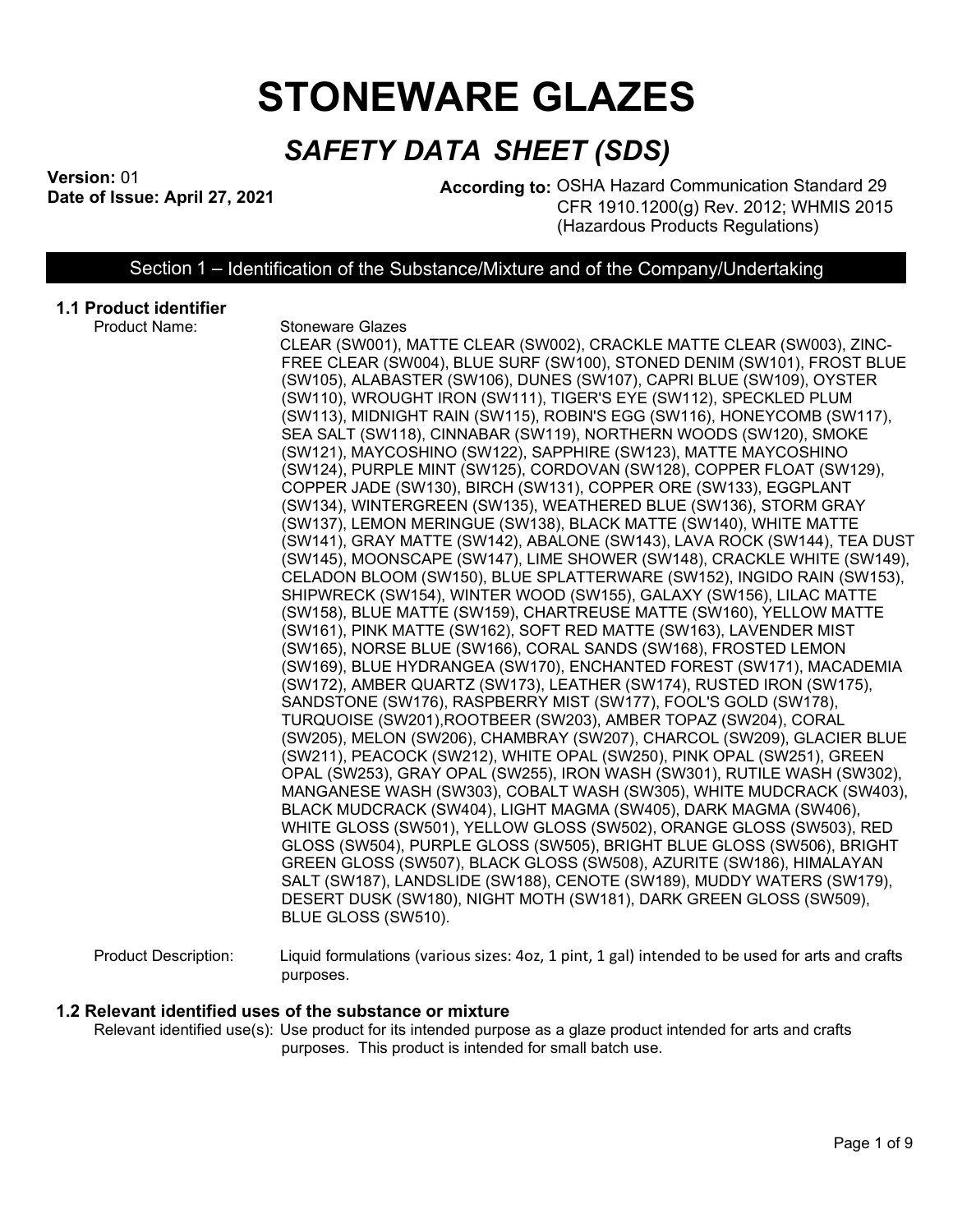# STONEWARE GLAZES

## *SAFETY DATA SHEET (SDS)*

**Version:** 01
**Date of Issue: April 27, 2021**

**According to:** OSHA Hazard Communication Standard 29 CFR 1910.1200(g) Rev. 2012; WHMIS 2015 (Hazardous Products Regulations)

## Section 1 – Identification of the Substance/Mixture and of the Company/Undertaking

### 1.1 Product identifier

Product Name: Stoneware Glazes

CLEAR (SW001), MATTE CLEAR (SW002), CRACKLE MATTE CLEAR (SW003), ZINC-FREE CLEAR (SW004), BLUE SURF (SW100), STONED DENIM (SW101), FROST BLUE (SW105), ALABASTER (SW106), DUNES (SW107), CAPRI BLUE (SW109), OYSTER (SW110), WROUGHT IRON (SW111), TIGER'S EYE (SW112), SPECKLED PLUM (SW113), MIDNIGHT RAIN (SW115), ROBIN'S EGG (SW116), HONEYCOMB (SW117), SEA SALT (SW118), CINNABAR (SW119), NORTHERN WOODS (SW120), SMOKE (SW121), MAYCOSHINO (SW122), SAPPHIRE (SW123), MATTE MAYCOSHINO (SW124), PURPLE MINT (SW125), CORDOVAN (SW128), COPPER FLOAT (SW129), COPPER JADE (SW130), BIRCH (SW131), COPPER ORE (SW133), EGGPLANT (SW134), WINTERGREEN (SW135), WEATHERED BLUE (SW136), STORM GRAY (SW137), LEMON MERINGUE (SW138), BLACK MATTE (SW140), WHITE MATTE (SW141), GRAY MATTE (SW142), ABALONE (SW143), LAVA ROCK (SW144), TEA DUST (SW145), MOONSCAPE (SW147), LIME SHOWER (SW148), CRACKLE WHITE (SW149), CELADON BLOOM (SW150), BLUE SPLATTERWARE (SW152), INGIDO RAIN (SW153), SHIPWRECK (SW154), WINTER WOOD (SW155), GALAXY (SW156), LILAC MATTE (SW158), BLUE MATTE (SW159), CHARTREUSE MATTE (SW160), YELLOW MATTE (SW161), PINK MATTE (SW162), SOFT RED MATTE (SW163), LAVENDER MIST (SW165), NORSE BLUE (SW166), CORAL SANDS (SW168), FROSTED LEMON (SW169), BLUE HYDRANGEA (SW170), ENCHANTED FOREST (SW171), MACADEMIA (SW172), AMBER QUARTZ (SW173), LEATHER (SW174), RUSTED IRON (SW175), SANDSTONE (SW176), RASPBERRY MIST (SW177), FOOL'S GOLD (SW178), TURQUOISE (SW201),ROOTBEER (SW203), AMBER TOPAZ (SW204), CORAL (SW205), MELON (SW206), CHAMBRAY (SW207), CHARCOL (SW209), GLACIER BLUE (SW211), PEACOCK (SW212), WHITE OPAL (SW250), PINK OPAL (SW251), GREEN OPAL (SW253), GRAY OPAL (SW255), IRON WASH (SW301), RUTILE WASH (SW302), MANGANESE WASH (SW303), COBALT WASH (SW305), WHITE MUDCRACK (SW403), BLACK MUDCRACK (SW404), LIGHT MAGMA (SW405), DARK MAGMA (SW406), WHITE GLOSS (SW501), YELLOW GLOSS (SW502), ORANGE GLOSS (SW503), RED GLOSS (SW504), PURPLE GLOSS (SW505), BRIGHT BLUE GLOSS (SW506), BRIGHT GREEN GLOSS (SW507), BLACK GLOSS (SW508), AZURITE (SW186), HIMALAYAN SALT (SW187), LANDSLIDE (SW188), CENOTE (SW189), MUDDY WATERS (SW179), DESERT DUSK (SW180), NIGHT MOTH (SW181), DARK GREEN GLOSS (SW509), BLUE GLOSS (SW510).

Product Description: Liquid formulations (various sizes: 4oz, 1 pint, 1 gal) intended to be used for arts and crafts purposes.

### 1.2 Relevant identified uses of the substance or mixture

Relevant identified use(s): Use product for its intended purpose as a glaze product intended for arts and crafts purposes. This product is intended for small batch use.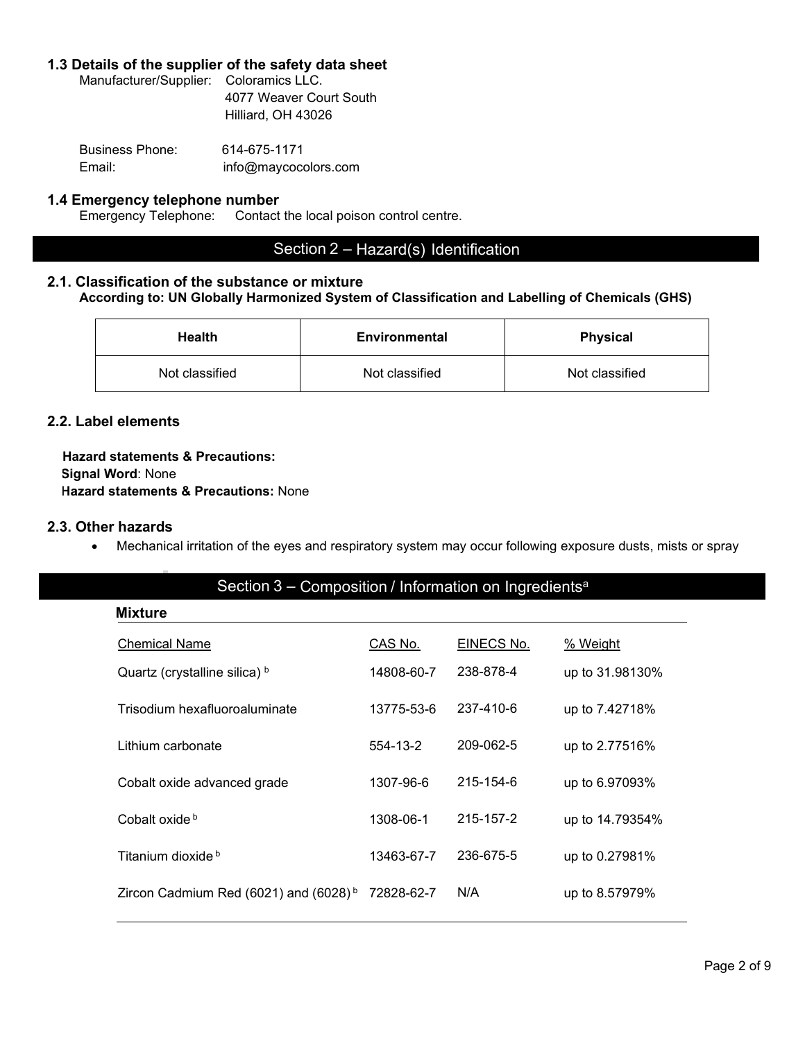### 1.3 Details of the supplier of the safety data sheet

Manufacturer/Supplier: Coloramics LLC.
4077 Weaver Court South
Hilliard, OH 43026

Business Phone: 614-675-1171
Email: info@maycocolors.com

### 1.4 Emergency telephone number

Emergency Telephone: Contact the local poison control centre.

## Section 2 – Hazard(s) Identification

### 2.1. Classification of the substance or mixture

**According to: UN Globally Harmonized System of Classification and Labelling of Chemicals (GHS)**

| Health | Environmental | Physical |
|---|---|---|
| Not classified | Not classified | Not classified |

### 2.2. Label elements

**Hazard statements & Precautions:**
**Signal Word**: None
**Hazard statements & Precautions:** None

### 2.3. Other hazards

- Mechanical irritation of the eyes and respiratory system may occur following exposure dusts, mists or spray

## Section 3 – Composition / Information on Ingredients[a]

**Mixture**

| Chemical Name | CAS No. | EINECS No. | % Weight |
|---|---|---|---|
| Quartz (crystalline silica) [b] | 14808-60-7 | 238-878-4 | up to 31.98130% |
| Trisodium hexafluoroaluminate | 13775-53-6 | 237-410-6 | up to 7.42718% |
| Lithium carbonate | 554-13-2 | 209-062-5 | up to 2.77516% |
| Cobalt oxide advanced grade | 1307-96-6 | 215-154-6 | up to 6.97093% |
| Cobalt oxide [b] | 1308-06-1 | 215-157-2 | up to 14.79354% |
| Titanium dioxide [b] | 13463-67-7 | 236-675-5 | up to 0.27981% |
| Zircon Cadmium Red (6021) and (6028) [b] | 72828-62-7 | N/A | up to 8.57979% |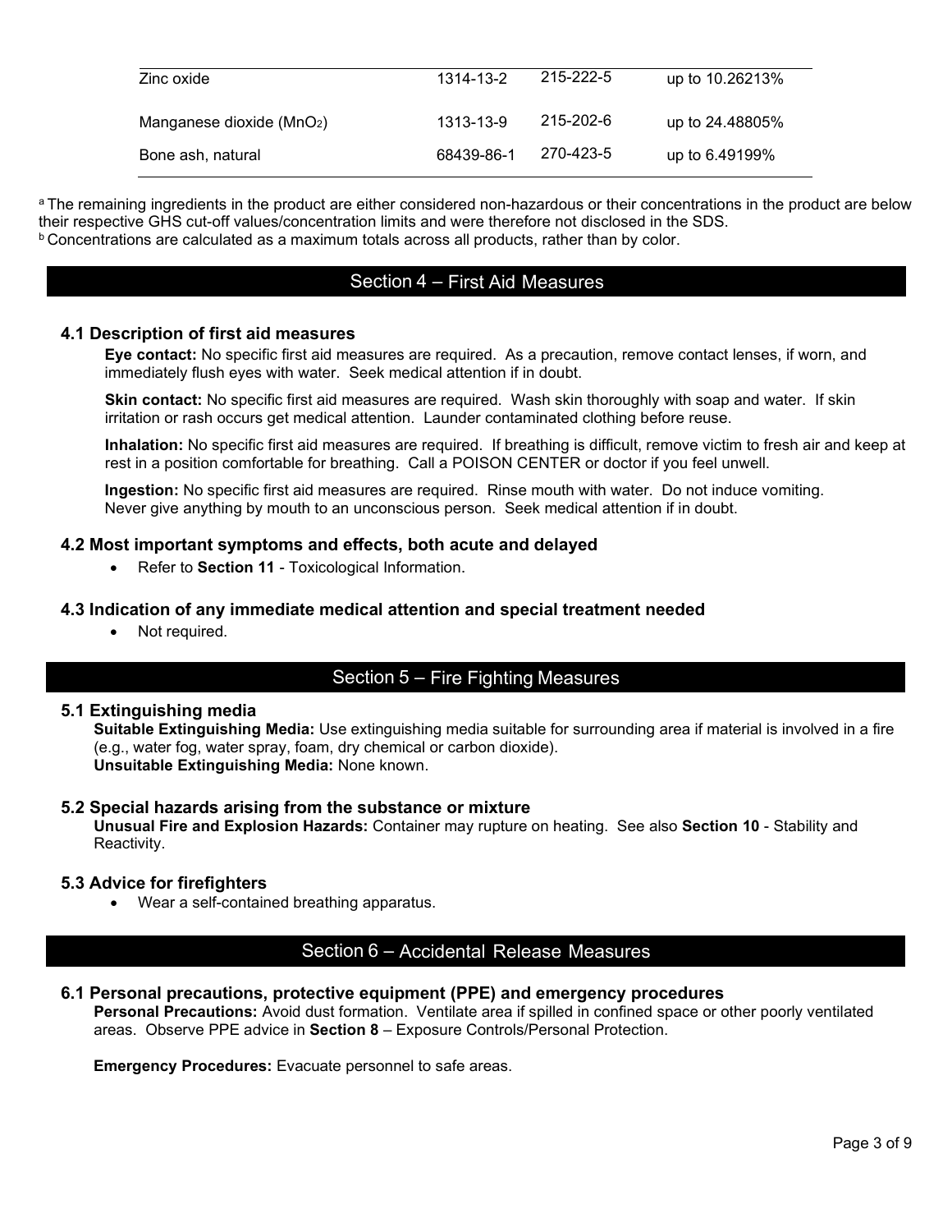| | | | |
|---|---|---|---|
| Zinc oxide | 1314-13-2 | 215-222-5 | up to 10.26213% |
| Manganese dioxide ($MnO_2$) | 1313-13-9 | 215-202-6 | up to 24.48805% |
| Bone ash, natural | 68439-86-1 | 270-423-5 | up to 6.49199% |

[a] The remaining ingredients in the product are either considered non-hazardous or their concentrations in the product are below their respective GHS cut-off values/concentration limits and were therefore not disclosed in the SDS.
[b] Concentrations are calculated as a maximum totals across all products, rather than by color.

## Section 4 – First Aid Measures

### 4.1 Description of first aid measures

**Eye contact:** No specific first aid measures are required. As a precaution, remove contact lenses, if worn, and immediately flush eyes with water. Seek medical attention if in doubt.

**Skin contact:** No specific first aid measures are required. Wash skin thoroughly with soap and water. If skin irritation or rash occurs get medical attention. Launder contaminated clothing before reuse.

**Inhalation:** No specific first aid measures are required. If breathing is difficult, remove victim to fresh air and keep at rest in a position comfortable for breathing. Call a POISON CENTER or doctor if you feel unwell.

**Ingestion:** No specific first aid measures are required. Rinse mouth with water. Do not induce vomiting. Never give anything by mouth to an unconscious person. Seek medical attention if in doubt.

### 4.2 Most important symptoms and effects, both acute and delayed

- Refer to **Section 11** - Toxicological Information.

### 4.3 Indication of any immediate medical attention and special treatment needed

- Not required.

## Section 5 – Fire Fighting Measures

### 5.1 Extinguishing media

**Suitable Extinguishing Media:** Use extinguishing media suitable for surrounding area if material is involved in a fire (e.g., water fog, water spray, foam, dry chemical or carbon dioxide).
**Unsuitable Extinguishing Media:** None known.

### 5.2 Special hazards arising from the substance or mixture

**Unusual Fire and Explosion Hazards:** Container may rupture on heating. See also **Section 10** - Stability and Reactivity.

### 5.3 Advice for firefighters

- Wear a self-contained breathing apparatus.

## Section 6 – Accidental Release Measures

### 6.1 Personal precautions, protective equipment (PPE) and emergency procedures

**Personal Precautions:** Avoid dust formation. Ventilate area if spilled in confined space or other poorly ventilated areas. Observe PPE advice in **Section 8** – Exposure Controls/Personal Protection.

**Emergency Procedures:** Evacuate personnel to safe areas.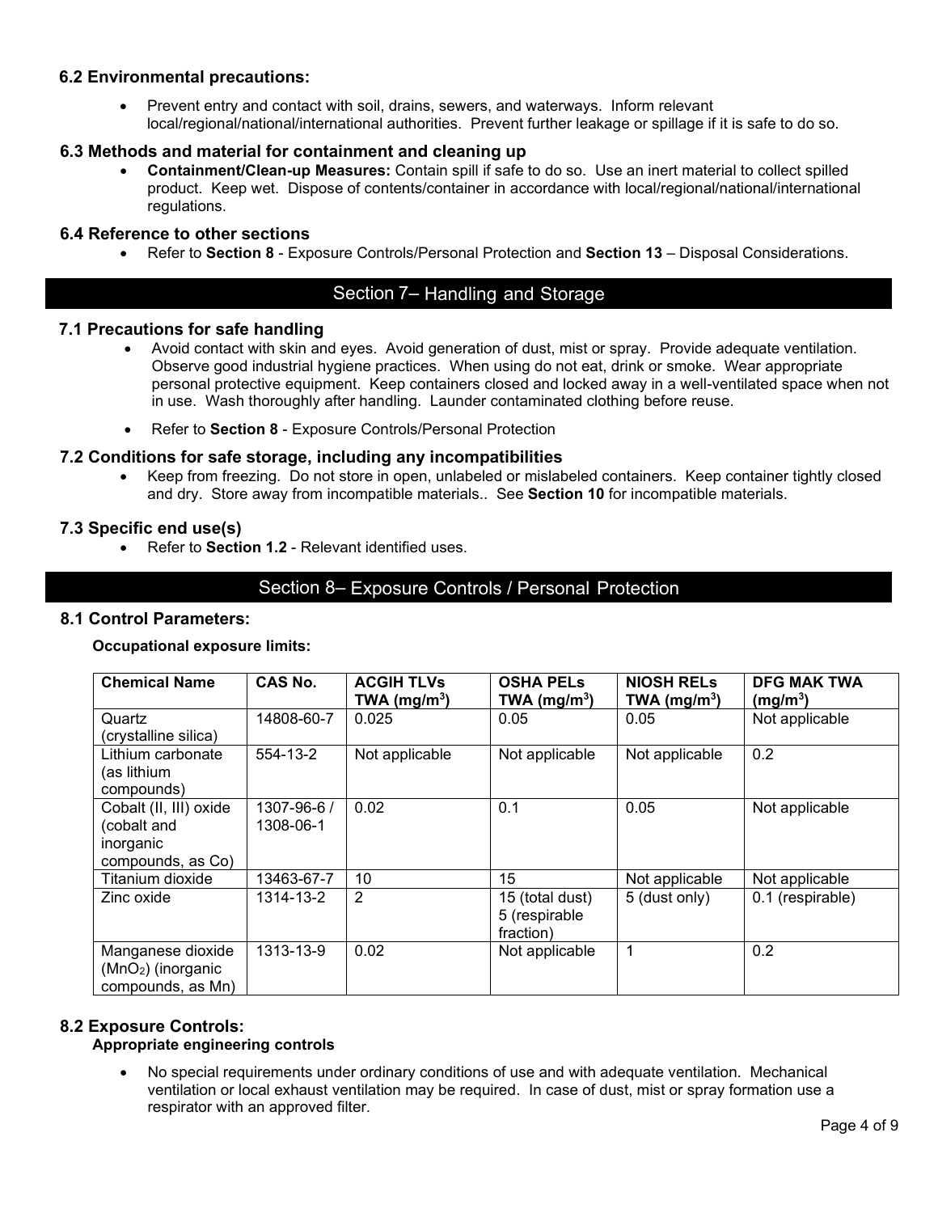### 6.2 Environmental precautions:

- Prevent entry and contact with soil, drains, sewers, and waterways. Inform relevant local/regional/national/international authorities. Prevent further leakage or spillage if it is safe to do so.

### 6.3 Methods and material for containment and cleaning up

- **Containment/Clean-up Measures:** Contain spill if safe to do so. Use an inert material to collect spilled product. Keep wet. Dispose of contents/container in accordance with local/regional/national/international regulations.

### 6.4 Reference to other sections

- Refer to **Section 8** - Exposure Controls/Personal Protection and **Section 13** – Disposal Considerations.

## Section 7– Handling and Storage

### 7.1 Precautions for safe handling

- Avoid contact with skin and eyes. Avoid generation of dust, mist or spray. Provide adequate ventilation. Observe good industrial hygiene practices. When using do not eat, drink or smoke. Wear appropriate personal protective equipment. Keep containers closed and locked away in a well-ventilated space when not in use. Wash thoroughly after handling. Launder contaminated clothing before reuse.
- Refer to **Section 8** - Exposure Controls/Personal Protection

### 7.2 Conditions for safe storage, including any incompatibilities

- Keep from freezing. Do not store in open, unlabeled or mislabeled containers. Keep container tightly closed and dry. Store away from incompatible materials.. See **Section 10** for incompatible materials.

### 7.3 Specific end use(s)

- Refer to **Section 1.2** - Relevant identified uses.

## Section 8– Exposure Controls / Personal Protection

### 8.1 Control Parameters:

**Occupational exposure limits:**

| Chemical Name | CAS No. | ACGIH TLVs TWA ($mg/m^3$) | OSHA PELs TWA ($mg/m^3$) | NIOSH RELs TWA ($mg/m^3$) | DFG MAK TWA ($mg/m^3$) |
|---|---|---|---|---|---|
| Quartz (crystalline silica) | 14808-60-7 | 0.025 | 0.05 | 0.05 | Not applicable |
| Lithium carbonate (as lithium compounds) | 554-13-2 | Not applicable | Not applicable | Not applicable | 0.2 |
| Cobalt (II, III) oxide (cobalt and inorganic compounds, as Co) | 1307-96-6 / 1308-06-1 | 0.02 | 0.1 | 0.05 | Not applicable |
| Titanium dioxide | 13463-67-7 | 10 | 15 | Not applicable | Not applicable |
| Zinc oxide | 1314-13-2 | 2 | 15 (total dust) 5 (respirable fraction) | 5 (dust only) | 0.1 (respirable) |
| Manganese dioxide ($MnO_2$) (inorganic compounds, as Mn) | 1313-13-9 | 0.02 | Not applicable | 1 | 0.2 |

### 8.2 Exposure Controls:

**Appropriate engineering controls**

- No special requirements under ordinary conditions of use and with adequate ventilation. Mechanical ventilation or local exhaust ventilation may be required. In case of dust, mist or spray formation use a respirator with an approved filter.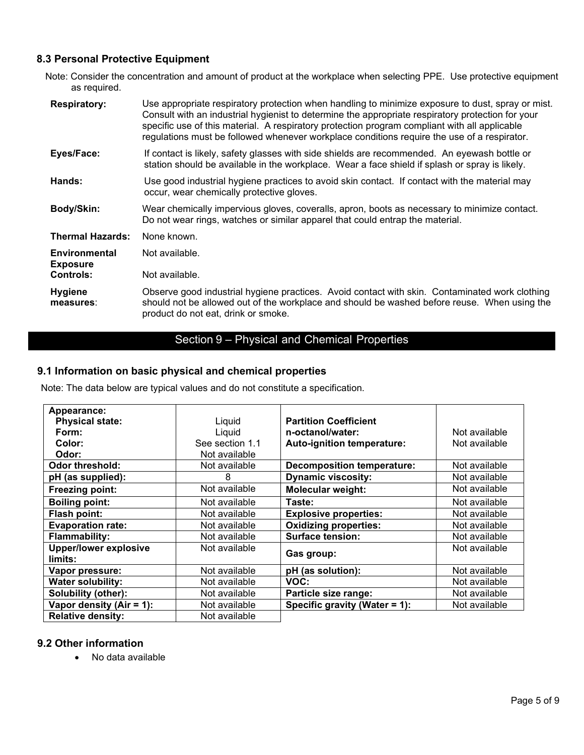### 8.3 Personal Protective Equipment

Note: Consider the concentration and amount of product at the workplace when selecting PPE. Use protective equipment as required.

| | |
|---|---|
| **Respiratory:** | Use appropriate respiratory protection when handling to minimize exposure to dust, spray or mist. Consult with an industrial hygienist to determine the appropriate respiratory protection for your specific use of this material. A respiratory protection program compliant with all applicable regulations must be followed whenever workplace conditions require the use of a respirator. |
| **Eyes/Face:** | If contact is likely, safety glasses with side shields are recommended. An eyewash bottle or station should be available in the workplace. Wear a face shield if splash or spray is likely. |
| **Hands:** | Use good industrial hygiene practices to avoid skin contact. If contact with the material may occur, wear chemically protective gloves. |
| **Body/Skin:** | Wear chemically impervious gloves, coveralls, apron, boots as necessary to minimize contact. Do not wear rings, watches or similar apparel that could entrap the material. |
| **Thermal Hazards:** | None known. |
| **Environmental Exposure Controls:** | Not available. |
| **Hygiene measures:** | Observe good industrial hygiene practices. Avoid contact with skin. Contaminated work clothing should not be allowed out of the workplace and should be washed before reuse. When using the product do not eat, drink or smoke. |

## Section 9 – Physical and Chemical Properties

### 9.1 Information on basic physical and chemical properties

Note: The data below are typical values and do not constitute a specification.

| | | | |
|---|---|---|---|
| **Appearance:** | | | |
| **Physical state:** | Liquid | **Partition Coefficient** | |
| **Form:** | Liquid | **n-octanol/water:** | Not available |
| **Color:** | See section 1.1 | **Auto-ignition temperature:** | Not available |
| **Odor:** | Not available | | |
| **Odor threshold:** | Not available | **Decomposition temperature:** | Not available |
| **pH (as supplied):** | 8 | **Dynamic viscosity:** | Not available |
| **Freezing point:** | Not available | **Molecular weight:** | Not available |
| **Boiling point:** | Not available | **Taste:** | Not available |
| **Flash point:** | Not available | **Explosive properties:** | Not available |
| **Evaporation rate:** | Not available | **Oxidizing properties:** | Not available |
| **Flammability:** | Not available | **Surface tension:** | Not available |
| **Upper/lower explosive limits:** | Not available | **Gas group:** | Not available |
| **Vapor pressure:** | Not available | **pH (as solution):** | Not available |
| **Water solubility:** | Not available | **VOC:** | Not available |
| **Solubility (other):** | Not available | **Particle size range:** | Not available |
| **Vapor density (Air = 1):** | Not available | **Specific gravity (Water = 1):** | Not available |
| **Relative density:** | Not available | | |

### 9.2 Other information

- No data available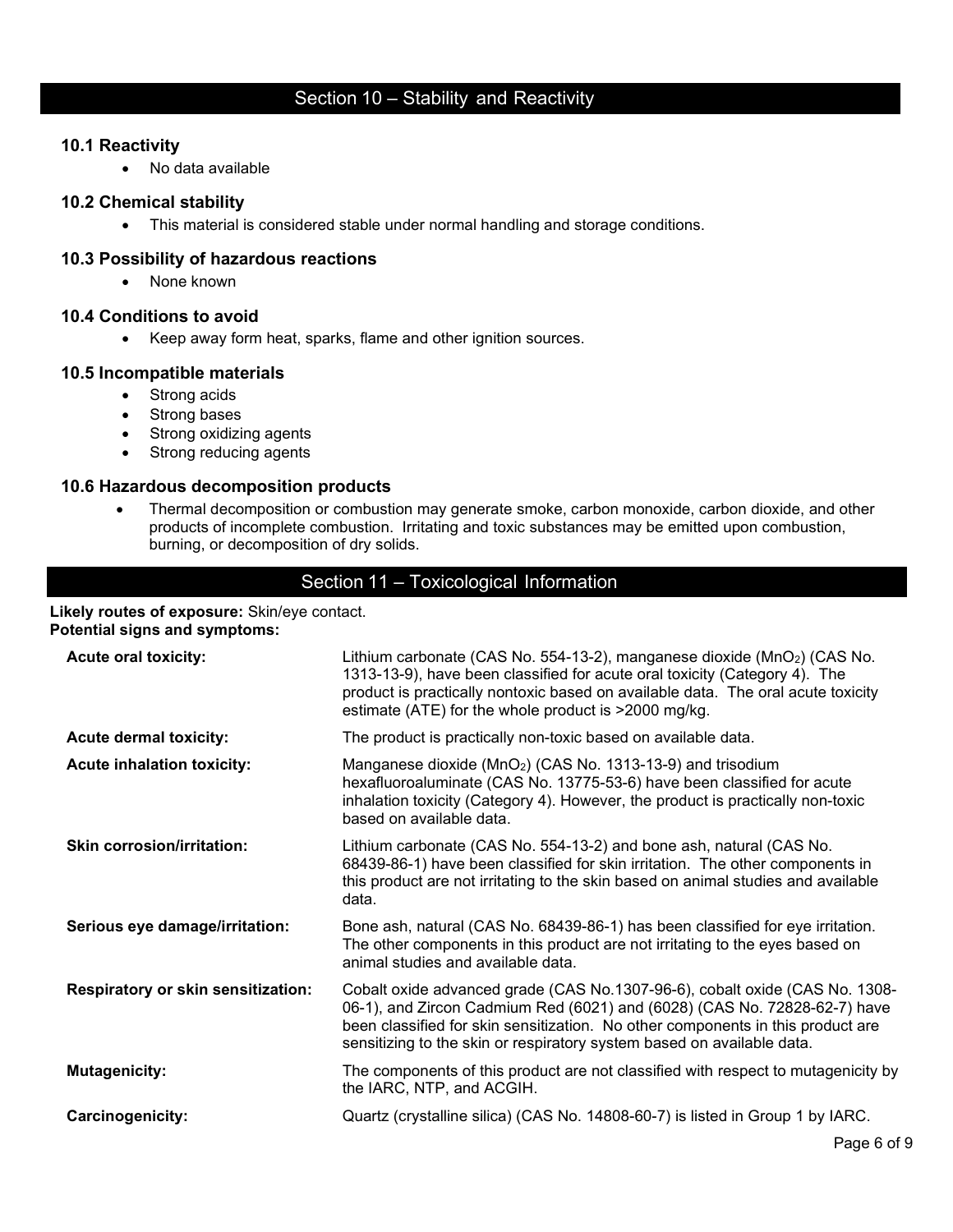## Section 10 – Stability and Reactivity

### 10.1 Reactivity

- No data available

### 10.2 Chemical stability

- This material is considered stable under normal handling and storage conditions.

### 10.3 Possibility of hazardous reactions

- None known

### 10.4 Conditions to avoid

- Keep away form heat, sparks, flame and other ignition sources.

### 10.5 Incompatible materials

- Strong acids
- Strong bases
- Strong oxidizing agents
- Strong reducing agents

### 10.6 Hazardous decomposition products

- Thermal decomposition or combustion may generate smoke, carbon monoxide, carbon dioxide, and other products of incomplete combustion. Irritating and toxic substances may be emitted upon combustion, burning, or decomposition of dry solids.

## Section 11 – Toxicological Information

**Likely routes of exposure:** Skin/eye contact.
**Potential signs and symptoms:**

| | |
|---|---|
| **Acute oral toxicity:** | Lithium carbonate (CAS No. 554-13-2), manganese dioxide ($MnO_2$) (CAS No. 1313-13-9), have been classified for acute oral toxicity (Category 4). The product is practically nontoxic based on available data. The oral acute toxicity estimate (ATE) for the whole product is >2000 mg/kg. |
| **Acute dermal toxicity:** | The product is practically non-toxic based on available data. |
| **Acute inhalation toxicity:** | Manganese dioxide ($MnO_2$) (CAS No. 1313-13-9) and trisodium hexafluoroaluminate (CAS No. 13775-53-6) have been classified for acute inhalation toxicity (Category 4). However, the product is practically non-toxic based on available data. |
| **Skin corrosion/irritation:** | Lithium carbonate (CAS No. 554-13-2) and bone ash, natural (CAS No. 68439-86-1) have been classified for skin irritation. The other components in this product are not irritating to the skin based on animal studies and available data. |
| **Serious eye damage/irritation:** | Bone ash, natural (CAS No. 68439-86-1) has been classified for eye irritation. The other components in this product are not irritating to the eyes based on animal studies and available data. |
| **Respiratory or skin sensitization:** | Cobalt oxide advanced grade (CAS No.1307-96-6), cobalt oxide (CAS No. 1308-06-1), and Zircon Cadmium Red (6021) and (6028) (CAS No. 72828-62-7) have been classified for skin sensitization. No other components in this product are sensitizing to the skin or respiratory system based on available data. |
| **Mutagenicity:** | The components of this product are not classified with respect to mutagenicity by the IARC, NTP, and ACGIH. |
| **Carcinogenicity:** | Quartz (crystalline silica) (CAS No. 14808-60-7) is listed in Group 1 by IARC. |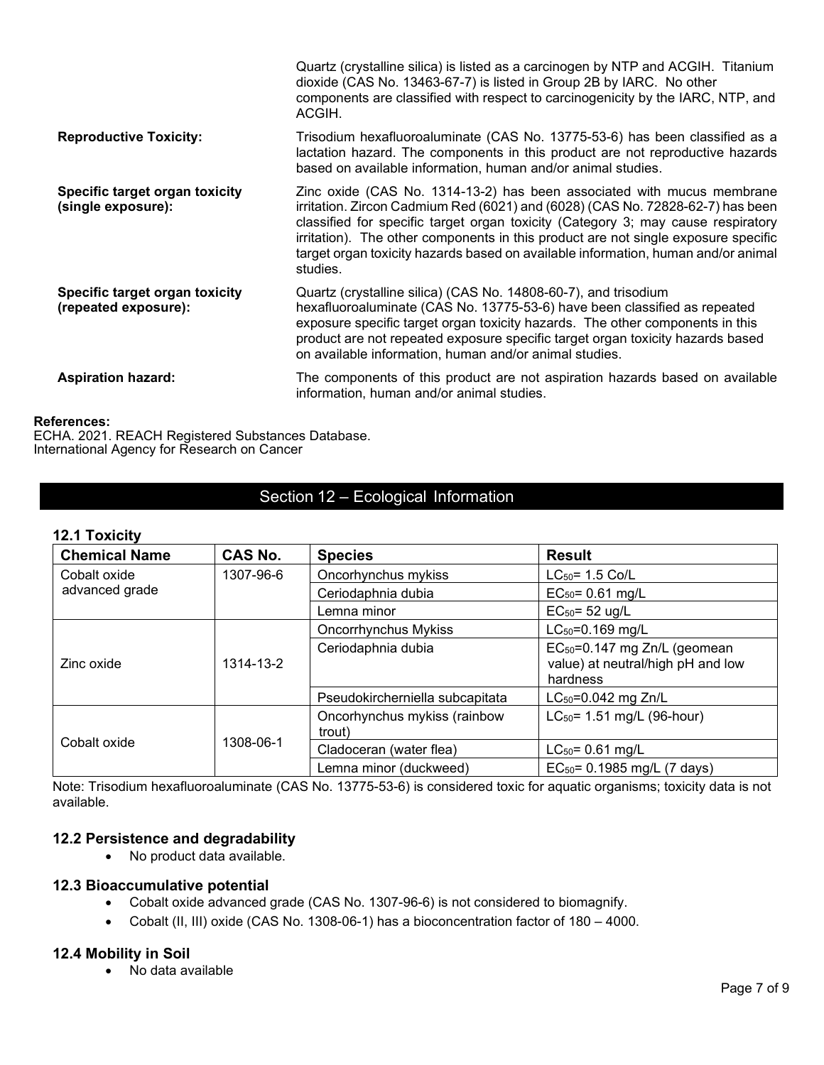| | |
|---|---|
| | Quartz (crystalline silica) is listed as a carcinogen by NTP and ACGIH. Titanium dioxide (CAS No. 13463-67-7) is listed in Group 2B by IARC. No other components are classified with respect to carcinogenicity by the IARC, NTP, and ACGIH. |
| **Reproductive Toxicity:** | Trisodium hexafluoroaluminate (CAS No. 13775-53-6) has been classified as a lactation hazard. The components in this product are not reproductive hazards based on available information, human and/or animal studies. |
| **Specific target organ toxicity (single exposure):** | Zinc oxide (CAS No. 1314-13-2) has been associated with mucus membrane irritation. Zircon Cadmium Red (6021) and (6028) (CAS No. 72828-62-7) has been classified for specific target organ toxicity (Category 3; may cause respiratory irritation). The other components in this product are not single exposure specific target organ toxicity hazards based on available information, human and/or animal studies. |
| **Specific target organ toxicity (repeated exposure):** | Quartz (crystalline silica) (CAS No. 14808-60-7), and trisodium hexafluoroaluminate (CAS No. 13775-53-6) have been classified as repeated exposure specific target organ toxicity hazards. The other components in this product are not repeated exposure specific target organ toxicity hazards based on available information, human and/or animal studies. |
| **Aspiration hazard:** | The components of this product are not aspiration hazards based on available information, human and/or animal studies. |

**References:**
ECHA. 2021. REACH Registered Substances Database.
International Agency for Research on Cancer

## Section 12 – Ecological Information

### 12.1 Toxicity

| Chemical Name | CAS No. | Species | Result |
|---|---|---|---|
| Cobalt oxide advanced grade | 1307-96-6 | Oncorhynchus mykiss | $LC_{50}$= 1.5 Co/L |
| | | Ceriodaphnia dubia | $EC_{50}$= 0.61 mg/L |
| | | Lemna minor | $EC_{50}$= 52 ug/L |
| Zinc oxide | 1314-13-2 | Oncorrhynchus Mykiss | $LC_{50}$=0.169 mg/L |
| | | Ceriodaphnia dubia | $EC_{50}$=0.147 mg Zn/L (geomean value) at neutral/high pH and low hardness |
| | | Pseudokircherniella subcapitata | $LC_{50}$=0.042 mg Zn/L |
| Cobalt oxide | 1308-06-1 | Oncorhynchus mykiss (rainbow trout) | $LC_{50}$= 1.51 mg/L (96-hour) |
| | | Cladoceran (water flea) | $LC_{50}$= 0.61 mg/L |
| | | Lemna minor (duckweed) | $EC_{50}$= 0.1985 mg/L (7 days) |

Note: Trisodium hexafluoroaluminate (CAS No. 13775-53-6) is considered toxic for aquatic organisms; toxicity data is not available.

### 12.2 Persistence and degradability

- No product data available.

### 12.3 Bioaccumulative potential

- Cobalt oxide advanced grade (CAS No. 1307-96-6) is not considered to biomagnify.
- Cobalt (II, III) oxide (CAS No. 1308-06-1) has a bioconcentration factor of 180 – 4000.

### 12.4 Mobility in Soil

- No data available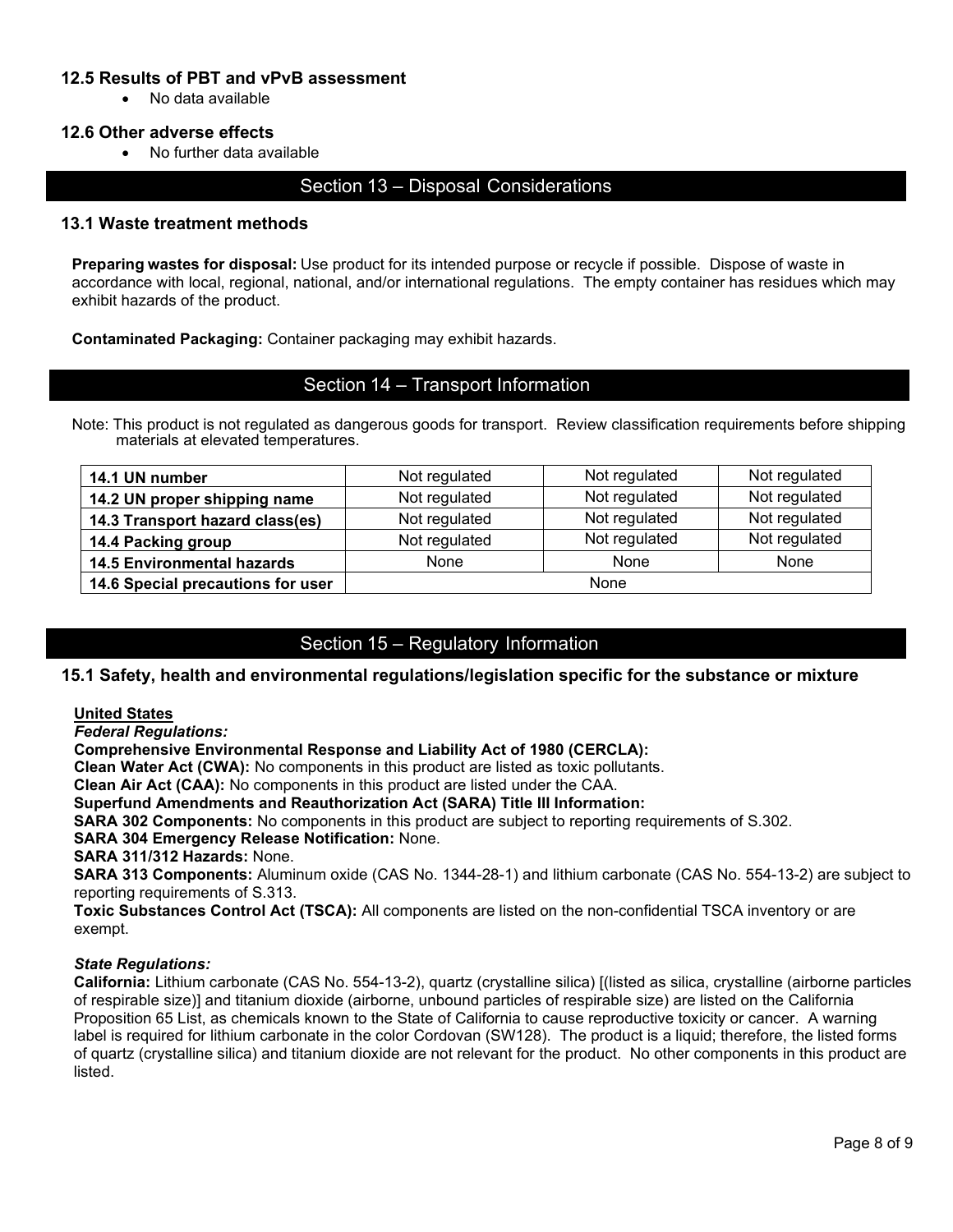### 12.5 Results of PBT and vPvB assessment

- No data available

### 12.6 Other adverse effects

- No further data available

## Section 13 – Disposal Considerations

### 13.1 Waste treatment methods

**Preparing wastes for disposal:** Use product for its intended purpose or recycle if possible. Dispose of waste in accordance with local, regional, national, and/or international regulations. The empty container has residues which may exhibit hazards of the product.

**Contaminated Packaging:** Container packaging may exhibit hazards.

## Section 14 – Transport Information

Note: This product is not regulated as dangerous goods for transport. Review classification requirements before shipping materials at elevated temperatures.

| | | | |
|---|---|---|---|
| **14.1 UN number** | Not regulated | Not regulated | Not regulated |
| **14.2 UN proper shipping name** | Not regulated | Not regulated | Not regulated |
| **14.3 Transport hazard class(es)** | Not regulated | Not regulated | Not regulated |
| **14.4 Packing group** | Not regulated | Not regulated | Not regulated |
| **14.5 Environmental hazards** | None | None | None |
| **14.6 Special precautions for user** | None | | |

## Section 15 – Regulatory Information

### 15.1 Safety, health and environmental regulations/legislation specific for the substance or mixture

**United States**

***Federal Regulations:***

**Comprehensive Environmental Response and Liability Act of 1980 (CERCLA):**

**Clean Water Act (CWA):** No components in this product are listed as toxic pollutants.

**Clean Air Act (CAA):** No components in this product are listed under the CAA.

**Superfund Amendments and Reauthorization Act (SARA) Title III Information:**

**SARA 302 Components:** No components in this product are subject to reporting requirements of S.302.

**SARA 304 Emergency Release Notification:** None.

**SARA 311/312 Hazards:** None.

**SARA 313 Components:** Aluminum oxide (CAS No. 1344-28-1) and lithium carbonate (CAS No. 554-13-2) are subject to reporting requirements of S.313.

**Toxic Substances Control Act (TSCA):** All components are listed on the non-confidential TSCA inventory or are exempt.

***State Regulations:***

**California:** Lithium carbonate (CAS No. 554-13-2), quartz (crystalline silica) [(listed as silica, crystalline (airborne particles of respirable size)] and titanium dioxide (airborne, unbound particles of respirable size) are listed on the California Proposition 65 List, as chemicals known to the State of California to cause reproductive toxicity or cancer. A warning label is required for lithium carbonate in the color Cordovan (SW128). The product is a liquid; therefore, the listed forms of quartz (crystalline silica) and titanium dioxide are not relevant for the product. No other components in this product are listed.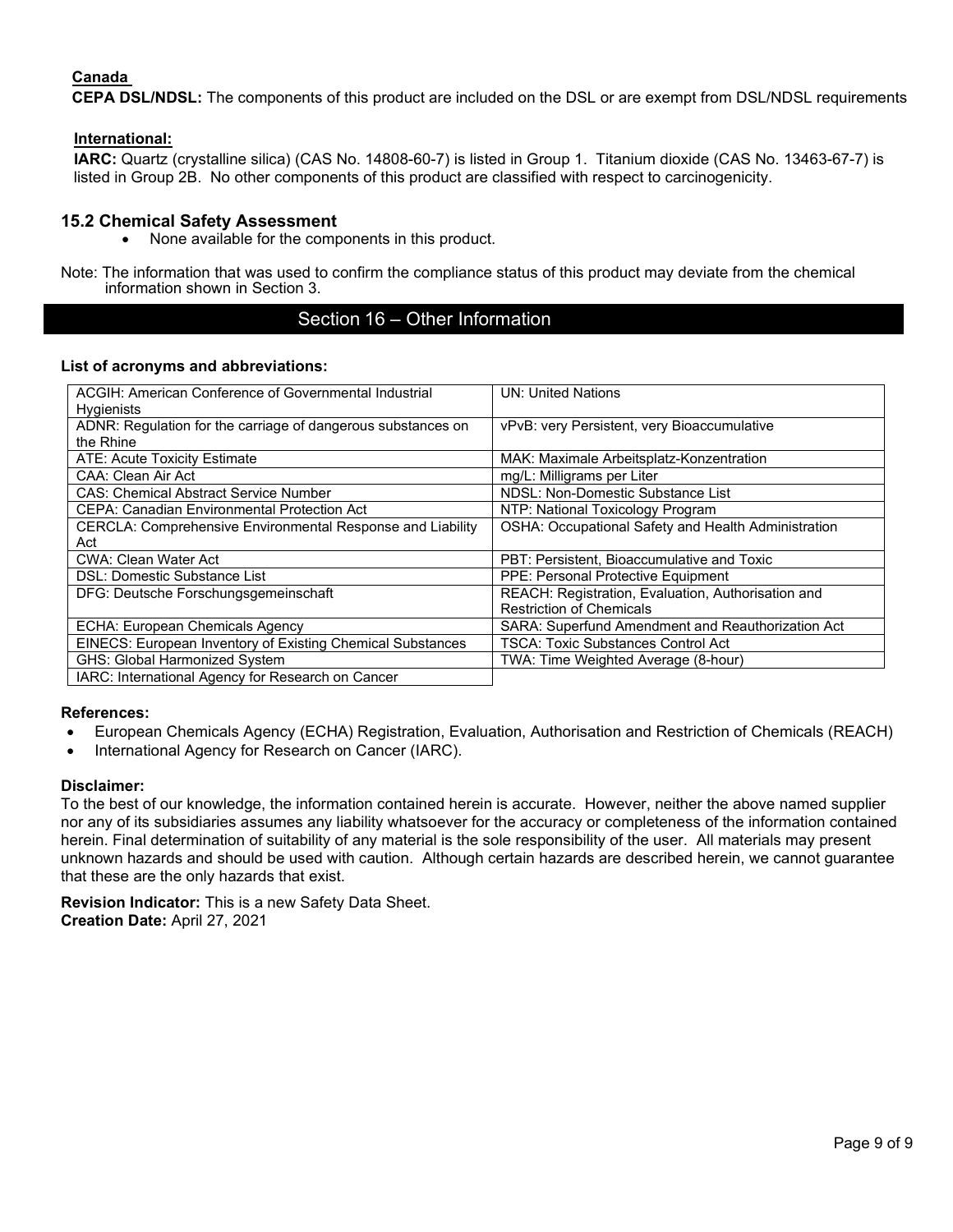**Canada**

**CEPA DSL/NDSL:** The components of this product are included on the DSL or are exempt from DSL/NDSL requirements

**International:**

**IARC:** Quartz (crystalline silica) (CAS No. 14808-60-7) is listed in Group 1. Titanium dioxide (CAS No. 13463-67-7) is listed in Group 2B. No other components of this product are classified with respect to carcinogenicity.

### 15.2 Chemical Safety Assessment

- None available for the components in this product.

Note: The information that was used to confirm the compliance status of this product may deviate from the chemical information shown in Section 3.

## Section 16 – Other Information

**List of acronyms and abbreviations:**

| | |
|---|---|
| ACGIH: American Conference of Governmental Industrial Hygienists | UN: United Nations |
| ADNR: Regulation for the carriage of dangerous substances on the Rhine | vPvB: very Persistent, very Bioaccumulative |
| ATE: Acute Toxicity Estimate | MAK: Maximale Arbeitsplatz-Konzentration |
| CAA: Clean Air Act | mg/L: Milligrams per Liter |
| CAS: Chemical Abstract Service Number | NDSL: Non-Domestic Substance List |
| CEPA: Canadian Environmental Protection Act | NTP: National Toxicology Program |
| CERCLA: Comprehensive Environmental Response and Liability Act | OSHA: Occupational Safety and Health Administration |
| CWA: Clean Water Act | PBT: Persistent, Bioaccumulative and Toxic |
| DSL: Domestic Substance List | PPE: Personal Protective Equipment |
| DFG: Deutsche Forschungsgemeinschaft | REACH: Registration, Evaluation, Authorisation and Restriction of Chemicals |
| ECHA: European Chemicals Agency | SARA: Superfund Amendment and Reauthorization Act |
| EINECS: European Inventory of Existing Chemical Substances | TSCA: Toxic Substances Control Act |
| GHS: Global Harmonized System | TWA: Time Weighted Average (8-hour) |
| IARC: International Agency for Research on Cancer | |

**References:**

- European Chemicals Agency (ECHA) Registration, Evaluation, Authorisation and Restriction of Chemicals (REACH)
- International Agency for Research on Cancer (IARC).

**Disclaimer:**

To the best of our knowledge, the information contained herein is accurate. However, neither the above named supplier nor any of its subsidiaries assumes any liability whatsoever for the accuracy or completeness of the information contained herein. Final determination of suitability of any material is the sole responsibility of the user. All materials may present unknown hazards and should be used with caution. Although certain hazards are described herein, we cannot guarantee that these are the only hazards that exist.

**Revision Indicator:** This is a new Safety Data Sheet.
**Creation Date:** April 27, 2021